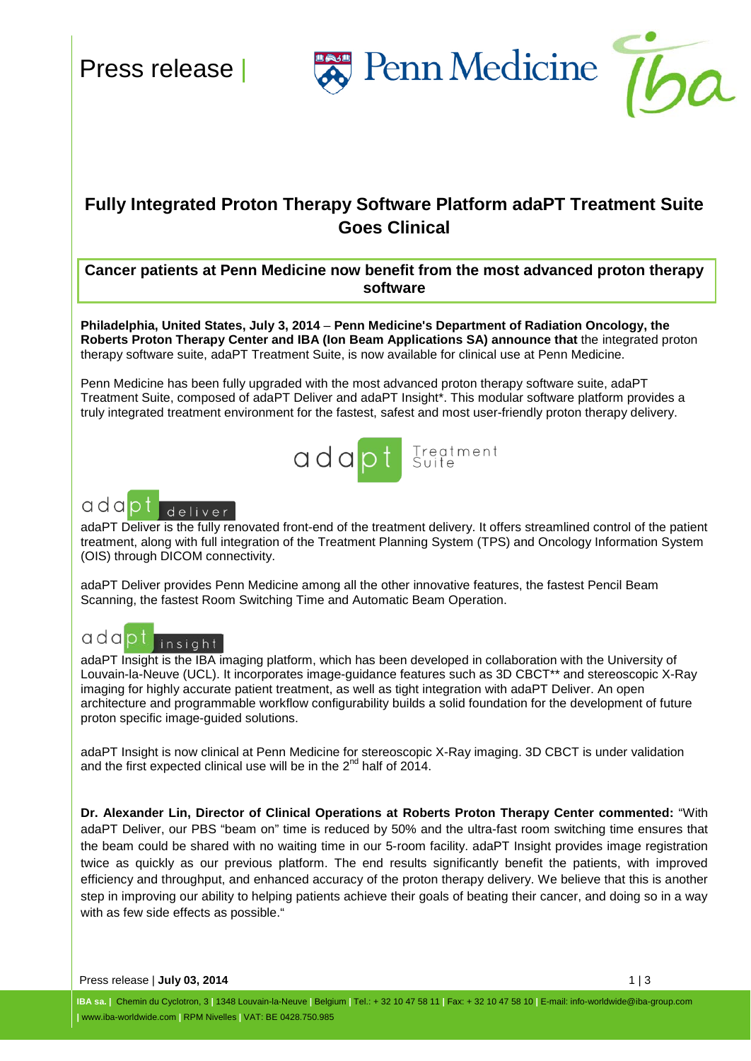Press release

# Fully Integrated Proton Therapy Software Platform adaPT Treatment Suite Goes Clinical

**Cancer patients at Penn Medicine now benefit from the most advanced proton therapy software**

**Philadelphia, United States, July 3, 2014** – **Penn Medicine's Department of Radiation Oncology, the Roberts Proton Therapy Center and IBA (Ion Beam Applications SA) announce that** the integrated proton therapy software suite, adaPT Treatment Suite, is now available for clinical use at Penn Medicine.

Penn Medicine has been fully upgraded with the most advanced proton therapy software suite, adaPT Treatment Suite, composed of adaPT Deliver and adaPT Insight*. This modular software platform provides a truly integrated treatment environment for the fastest, safest and most user-friendly proton therapy delivery.

adapt Treatment Suite

## adapt deliver

adaPT Deliver is the fully renovated front-end of the treatment delivery. It offers streamlined control of the patient treatment, along with full integration of the Treatment Planning System (TPS) and Oncology Information System (OIS) through DICOM connectivity.

adaPT Deliver provides Penn Medicine among all the other innovative features, the fastest Pencil Beam Scanning, the fastest Room Switching Time and Automatic Beam Operation.

## adapt insight

adaPT Insight is the IBA imaging platform, which has been developed in collaboration with the University of Louvain-la-Neuve (UCL). It incorporates image-guidance features such as 3D CBCT** and stereoscopic X-Ray imaging for highly accurate patient treatment, as well as tight integration with adaPT Deliver. An open architecture and programmable workflow configurability builds a solid foundation for the development of future proton specific image-guided solutions.

adaPT Insight is now clinical at Penn Medicine for stereoscopic X-Ray imaging. 3D CBCT is under validation and the first expected clinical use will be in the 2nd half of 2014.

**Dr. Alexander Lin, Director of Clinical Operations at Roberts Proton Therapy Center commented:** "With adaPT Deliver, our PBS "beam on" time is reduced by 50% and the ultra-fast room switching time ensures that the beam could be shared with no waiting time in our 5-room facility. adaPT Insight provides image registration twice as quickly as our previous platform. The end results significantly benefit the patients, with improved efficiency and throughput, and enhanced accuracy of the proton therapy delivery. We believe that this is another step in improving our ability to helping patients achieve their goals of beating their cancer, and doing so in a way with as few side effects as possible."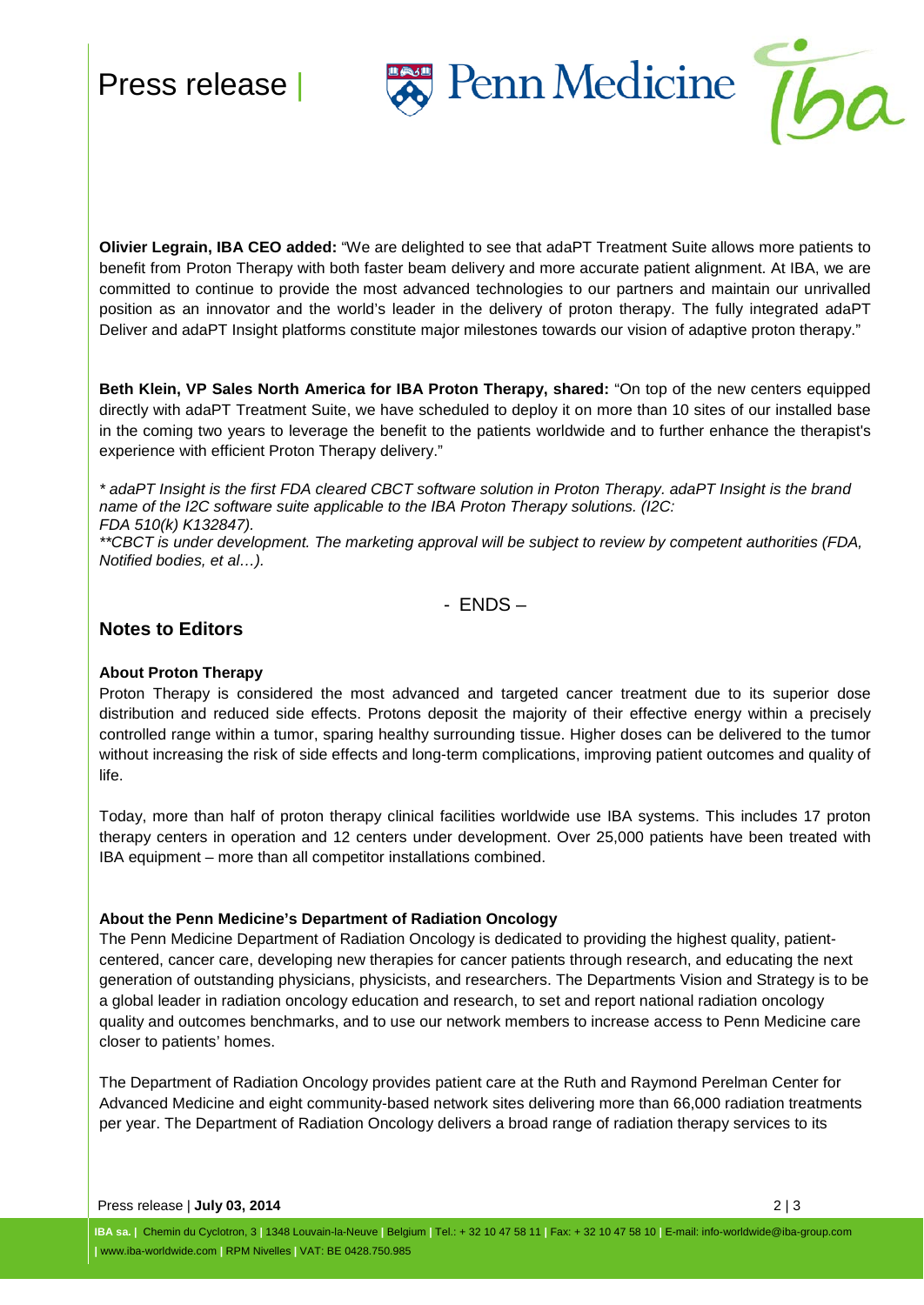**Olivier Legrain, IBA CEO added:** "We are delighted to see that adaPT Treatment Suite allows more patients to benefit from Proton Therapy with both faster beam delivery and more accurate patient alignment. At IBA, we are committed to continue to provide the most advanced technologies to our partners and maintain our unrivalled position as an innovator and the world's leader in the delivery of proton therapy. The fully integrated adaPT Deliver and adaPT Insight platforms constitute major milestones towards our vision of adaptive proton therapy."

**Beth Klein, VP Sales North America for IBA Proton Therapy, shared:** "On top of the new centers equipped directly with adaPT Treatment Suite, we have scheduled to deploy it on more than 10 sites of our installed base in the coming two years to leverage the benefit to the patients worldwide and to further enhance the therapist's experience with efficient Proton Therapy delivery."

*\* adaPT Insight is the first FDA cleared CBCT software solution in Proton Therapy. adaPT Insight is the brand name of the I2C software suite applicable to the IBA Proton Therapy solutions. (I2C: FDA 510(k) K132847).*
*\*\*CBCT is under development. The marketing approval will be subject to review by competent authorities (FDA, Notified bodies, et al…).*

\- ENDS –

## Notes to Editors

**About Proton Therapy**
Proton Therapy is considered the most advanced and targeted cancer treatment due to its superior dose distribution and reduced side effects. Protons deposit the majority of their effective energy within a precisely controlled range within a tumor, sparing healthy surrounding tissue. Higher doses can be delivered to the tumor without increasing the risk of side effects and long-term complications, improving patient outcomes and quality of life.

Today, more than half of proton therapy clinical facilities worldwide use IBA systems. This includes 17 proton therapy centers in operation and 12 centers under development. Over 25,000 patients have been treated with IBA equipment – more than all competitor installations combined.

**About the Penn Medicine's Department of Radiation Oncology**
The Penn Medicine Department of Radiation Oncology is dedicated to providing the highest quality, patient-centered, cancer care, developing new therapies for cancer patients through research, and educating the next generation of outstanding physicians, physicists, and researchers. The Departments Vision and Strategy is to be a global leader in radiation oncology education and research, to set and report national radiation oncology quality and outcomes benchmarks, and to use our network members to increase access to Penn Medicine care closer to patients' homes.

The Department of Radiation Oncology provides patient care at the Ruth and Raymond Perelman Center for Advanced Medicine and eight community-based network sites delivering more than 66,000 radiation treatments per year. The Department of Radiation Oncology delivers a broad range of radiation therapy services to its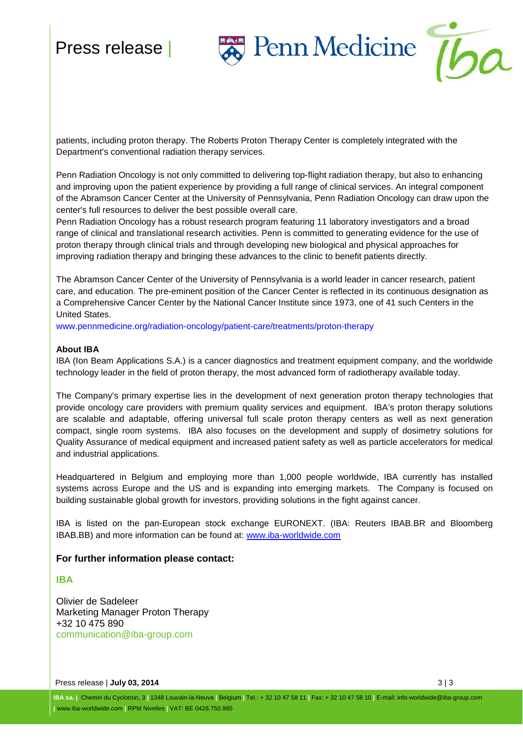patients, including proton therapy. The Roberts Proton Therapy Center is completely integrated with the Department's conventional radiation therapy services.

Penn Radiation Oncology is not only committed to delivering top-flight radiation therapy, but also to enhancing and improving upon the patient experience by providing a full range of clinical services. An integral component of the Abramson Cancer Center at the University of Pennsylvania, Penn Radiation Oncology can draw upon the center's full resources to deliver the best possible overall care.
Penn Radiation Oncology has a robust research program featuring 11 laboratory investigators and a broad range of clinical and translational research activities. Penn is committed to generating evidence for the use of proton therapy through clinical trials and through developing new biological and physical approaches for improving radiation therapy and bringing these advances to the clinic to benefit patients directly.

The Abramson Cancer Center of the University of Pennsylvania is a world leader in cancer research, patient care, and education. The pre-eminent position of the Cancer Center is reflected in its continuous designation as a Comprehensive Cancer Center by the National Cancer Institute since 1973, one of 41 such Centers in the United States.
www.pennmedicine.org/radiation-oncology/patient-care/treatments/proton-therapy

**About IBA**
IBA (Ion Beam Applications S.A.) is a cancer diagnostics and treatment equipment company, and the worldwide technology leader in the field of proton therapy, the most advanced form of radiotherapy available today.

The Company's primary expertise lies in the development of next generation proton therapy technologies that provide oncology care providers with premium quality services and equipment. IBA's proton therapy solutions are scalable and adaptable, offering universal full scale proton therapy centers as well as next generation compact, single room systems. IBA also focuses on the development and supply of dosimetry solutions for Quality Assurance of medical equipment and increased patient safety as well as particle accelerators for medical and industrial applications.

Headquartered in Belgium and employing more than 1,000 people worldwide, IBA currently has installed systems across Europe and the US and is expanding into emerging markets. The Company is focused on building sustainable global growth for investors, providing solutions in the fight against cancer.

IBA is listed on the pan-European stock exchange EURONEXT. (IBA: Reuters IBAB.BR and Bloomberg IBAB.BB) and more information can be found at: www.iba-worldwide.com

### For further information please contact:

**IBA**

Olivier de Sadeleer
Marketing Manager Proton Therapy
+32 10 475 890
communication@iba-group.com